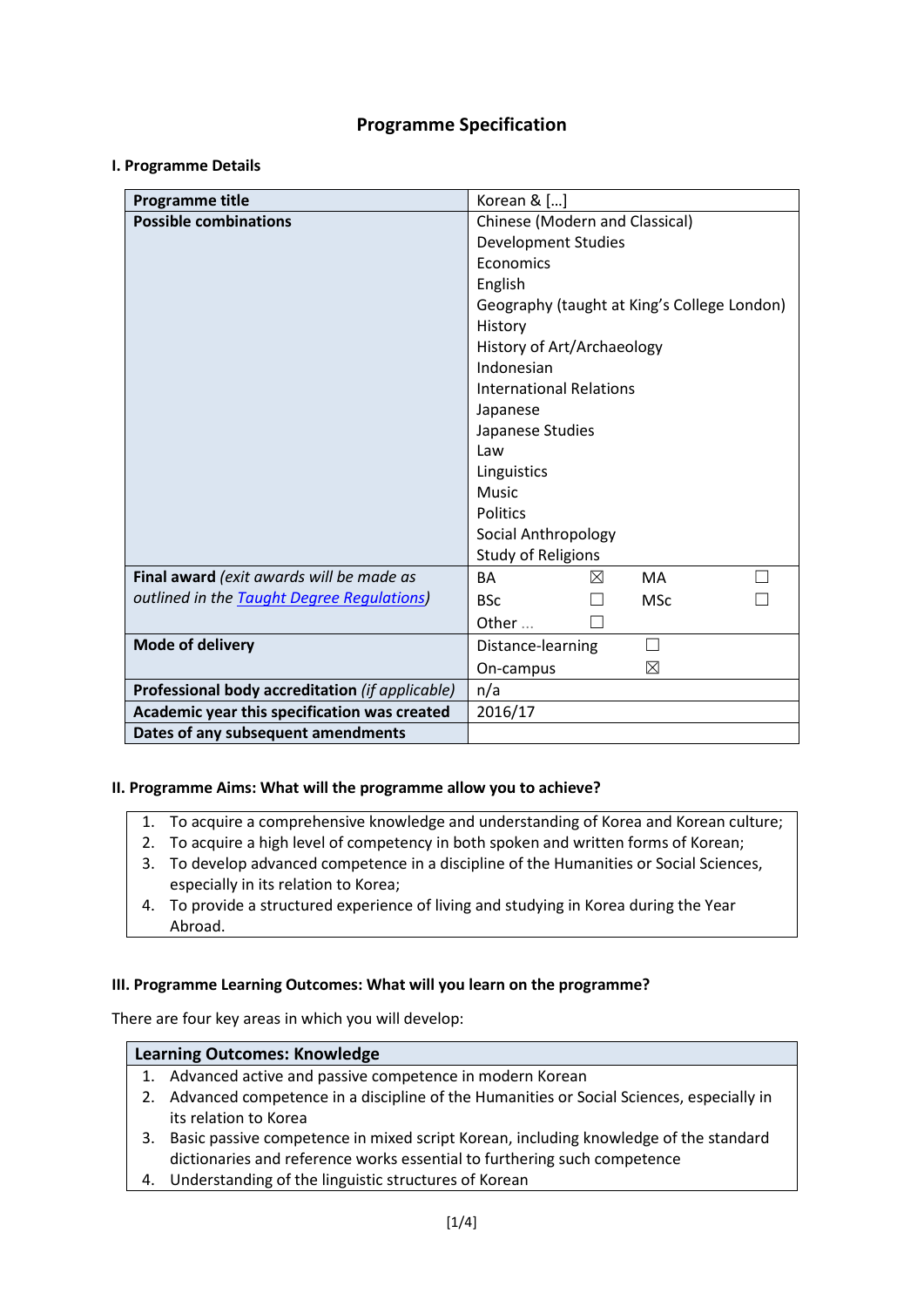# Programme Specification

## I. Programme Details

| | |
|---|---|
| **Programme title** | Korean & […] |
| **Possible combinations** | Chinese (Modern and Classical)<br>Development Studies<br>Economics<br>English<br>Geography (taught at King's College London)<br>History<br>History of Art/Archaeology<br>Indonesian<br>International Relations<br>Japanese<br>Japanese Studies<br>Law<br>Linguistics<br>Music<br>Politics<br>Social Anthropology<br>Study of Religions |
| **Final award** *(exit awards will be made as outlined in the [Taught Degree Regulations](#))* | BA ☒ MA ☐<br>BSc ☐ MSc ☐<br>Other … ☐ |
| **Mode of delivery** | Distance-learning ☐<br>On-campus ☒ |
| **Professional body accreditation** *(if applicable)* | n/a |
| **Academic year this specification was created** | 2016/17 |
| **Dates of any subsequent amendments** | |

## II. Programme Aims: What will the programme allow you to achieve?

1. To acquire a comprehensive knowledge and understanding of Korea and Korean culture;
2. To acquire a high level of competency in both spoken and written forms of Korean;
3. To develop advanced competence in a discipline of the Humanities or Social Sciences, especially in its relation to Korea;
4. To provide a structured experience of living and studying in Korea during the Year Abroad.

## III. Programme Learning Outcomes: What will you learn on the programme?

There are four key areas in which you will develop:

| Learning Outcomes: Knowledge |
|---|
| 1. Advanced active and passive competence in modern Korean |
| 2. Advanced competence in a discipline of the Humanities or Social Sciences, especially in its relation to Korea |
| 3. Basic passive competence in mixed script Korean, including knowledge of the standard dictionaries and reference works essential to furthering such competence |
| 4. Understanding of the linguistic structures of Korean |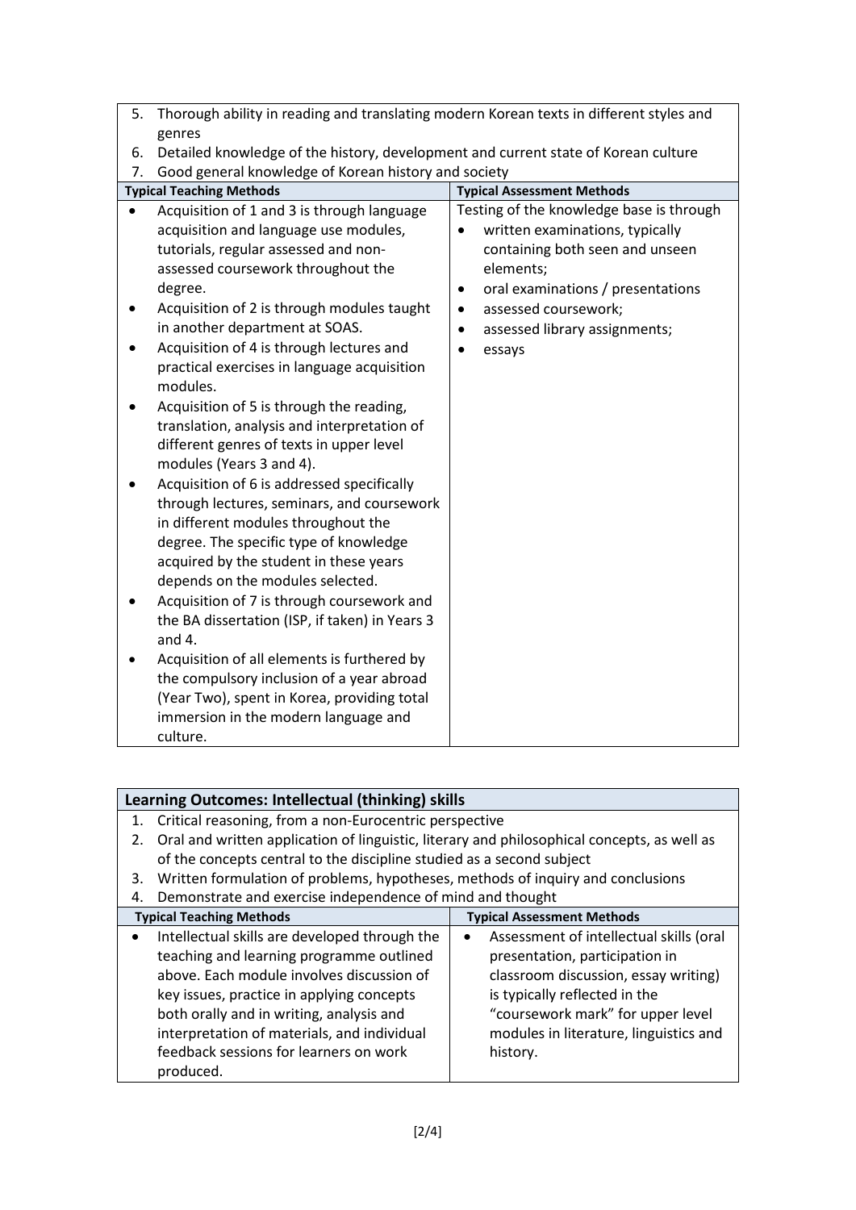5. Thorough ability in reading and translating modern Korean texts in different styles and genres
6. Detailed knowledge of the history, development and current state of Korean culture
7. Good general knowledge of Korean history and society

| Typical Teaching Methods | Typical Assessment Methods |
|---|---|
| • Acquisition of 1 and 3 is through language acquisition and language use modules, tutorials, regular assessed and non-assessed coursework throughout the degree.<br>• Acquisition of 2 is through modules taught in another department at SOAS.<br>• Acquisition of 4 is through lectures and practical exercises in language acquisition modules.<br>• Acquisition of 5 is through the reading, translation, analysis and interpretation of different genres of texts in upper level modules (Years 3 and 4).<br>• Acquisition of 6 is addressed specifically through lectures, seminars, and coursework in different modules throughout the degree. The specific type of knowledge acquired by the student in these years depends on the modules selected.<br>• Acquisition of 7 is through coursework and the BA dissertation (ISP, if taken) in Years 3 and 4.<br>• Acquisition of all elements is furthered by the compulsory inclusion of a year abroad (Year Two), spent in Korea, providing total immersion in the modern language and culture. | Testing of the knowledge base is through<br>• written examinations, typically containing both seen and unseen elements;<br>• oral examinations / presentations<br>• assessed coursework;<br>• assessed library assignments;<br>• essays |

**Learning Outcomes: Intellectual (thinking) skills**

1. Critical reasoning, from a non-Eurocentric perspective
2. Oral and written application of linguistic, literary and philosophical concepts, as well as of the concepts central to the discipline studied as a second subject
3. Written formulation of problems, hypotheses, methods of inquiry and conclusions
4. Demonstrate and exercise independence of mind and thought

| Typical Teaching Methods | Typical Assessment Methods |
|---|---|
| • Intellectual skills are developed through the teaching and learning programme outlined above. Each module involves discussion of key issues, practice in applying concepts both orally and in writing, analysis and interpretation of materials, and individual feedback sessions for learners on work produced. | • Assessment of intellectual skills (oral presentation, participation in classroom discussion, essay writing) is typically reflected in the "coursework mark" for upper level modules in literature, linguistics and history. |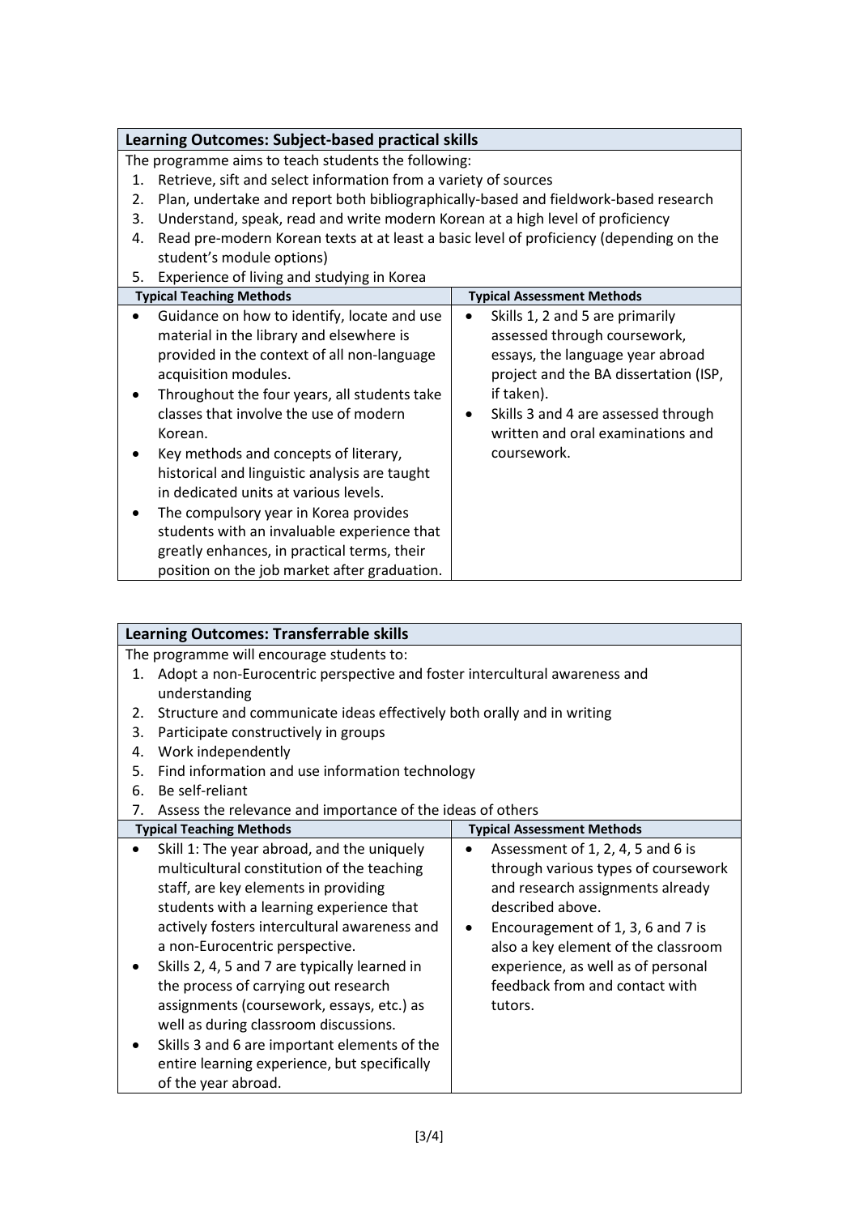| Learning Outcomes: Subject-based practical skills | |
|---|---|
| The programme aims to teach students the following:<br>1. Retrieve, sift and select information from a variety of sources<br>2. Plan, undertake and report both bibliographically-based and fieldwork-based research<br>3. Understand, speak, read and write modern Korean at a high level of proficiency<br>4. Read pre-modern Korean texts at at least a basic level of proficiency (depending on the student's module options)<br>5. Experience of living and studying in Korea | |
| **Typical Teaching Methods** | **Typical Assessment Methods** |
| • Guidance on how to identify, locate and use material in the library and elsewhere is provided in the context of all non-language acquisition modules.<br>• Throughout the four years, all students take classes that involve the use of modern Korean.<br>• Key methods and concepts of literary, historical and linguistic analysis are taught in dedicated units at various levels.<br>• The compulsory year in Korea provides students with an invaluable experience that greatly enhances, in practical terms, their position on the job market after graduation. | • Skills 1, 2 and 5 are primarily assessed through coursework, essays, the language year abroad project and the BA dissertation (ISP, if taken).<br>• Skills 3 and 4 are assessed through written and oral examinations and coursework. |

| Learning Outcomes: Transferrable skills | |
|---|---|
| The programme will encourage students to:<br>1. Adopt a non-Eurocentric perspective and foster intercultural awareness and understanding<br>2. Structure and communicate ideas effectively both orally and in writing<br>3. Participate constructively in groups<br>4. Work independently<br>5. Find information and use information technology<br>6. Be self-reliant<br>7. Assess the relevance and importance of the ideas of others | |
| **Typical Teaching Methods** | **Typical Assessment Methods** |
| • Skill 1: The year abroad, and the uniquely multicultural constitution of the teaching staff, are key elements in providing students with a learning experience that actively fosters intercultural awareness and a non-Eurocentric perspective.<br>• Skills 2, 4, 5 and 7 are typically learned in the process of carrying out research assignments (coursework, essays, etc.) as well as during classroom discussions.<br>• Skills 3 and 6 are important elements of the entire learning experience, but specifically of the year abroad. | • Assessment of 1, 2, 4, 5 and 6 is through various types of coursework and research assignments already described above.<br>• Encouragement of 1, 3, 6 and 7 is also a key element of the classroom experience, as well as of personal feedback from and contact with tutors. |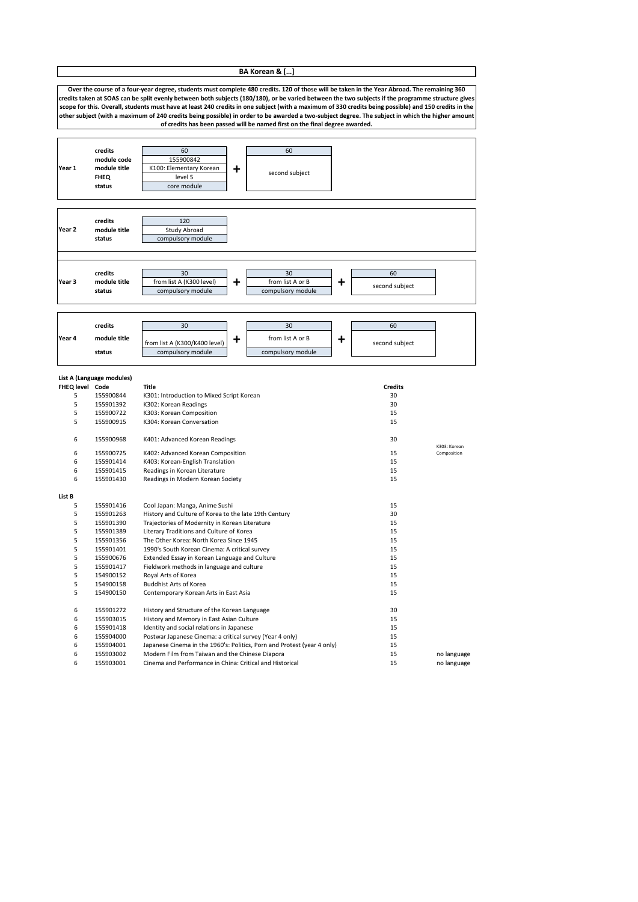## BA Korean & […]

**Over the course of a four-year degree, students must complete 480 credits. 120 of those will be taken in the Year Abroad. The remaining 360 credits taken at SOAS can be split evenly between both subjects (180/180), or be varied between the two subjects if the programme structure gives scope for this. Overall, students must have at least 240 credits in one subject (with a maximum of 330 credits being possible) and 150 credits in the other subject (with a maximum of 240 credits being possible) in order to be awarded a two-subject degree. The subject in which the higher amount of credits has been passed will be named first on the final degree awarded.**

| Year 1 | | | | | |
|---|---|---|---|---|---|
| | credits | 60 | + | 60 | |
| | module code | 155900842 | | second subject | |
| | module title | K100: Elementary Korean | | | |
| | FHEQ | level 5 | | | |
| | status | core module | | | |

| Year 2 | | |
|---|---|---|
| | credits | 120 |
| | module title | Study Abroad |
| | status | compulsory module |

| Year 3 | | | | | | |
|---|---|---|---|---|---|---|
| | credits | 30 | + | 30 | + | 60 |
| | module title | from list A (K300 level) | | from list A or B | | second subject |
| | status | compulsory module | | compulsory module | | |

| Year 4 | | | | | | |
|---|---|---|---|---|---|---|
| | credits | 30 | + | 30 | + | 60 |
| | module title | from list A (K300/K400 level) | | from list A or B | | second subject |
| | status | compulsory module | | compulsory module | | |

**List A (Language modules)**

| FHEQ level | Code | Title | Credits | |
|---|---|---|---|---|
| 5 | 155900844 | K301: Introduction to Mixed Script Korean | 30 | |
| 5 | 155901392 | K302: Korean Readings | 30 | |
| 5 | 155900722 | K303: Korean Composition | 15 | |
| 5 | 155900915 | K304: Korean Conversation | 15 | |
| 6 | 155900968 | K401: Advanced Korean Readings | 30 | |
| 6 | 155900725 | K402: Advanced Korean Composition | 15 | K303: Korean Composition |
| 6 | 155901414 | K403: Korean-English Translation | 15 | |
| 6 | 155901415 | Readings in Korean Literature | 15 | |
| 6 | 155901430 | Readings in Modern Korean Society | 15 | |

**List B**

| FHEQ level | Code | Title | Credits | |
|---|---|---|---|---|
| 5 | 155901416 | Cool Japan: Manga, Anime Sushi | 15 | |
| 5 | 155901263 | History and Culture of Korea to the late 19th Century | 30 | |
| 5 | 155901390 | Trajectories of Modernity in Korean Literature | 15 | |
| 5 | 155901389 | Literary Traditions and Culture of Korea | 15 | |
| 5 | 155901356 | The Other Korea: North Korea Since 1945 | 15 | |
| 5 | 155901401 | 1990's South Korean Cinema: A critical survey | 15 | |
| 5 | 155900676 | Extended Essay in Korean Language and Culture | 15 | |
| 5 | 155901417 | Fieldwork methods in language and culture | 15 | |
| 5 | 154900152 | Royal Arts of Korea | 15 | |
| 5 | 154900158 | Buddhist Arts of Korea | 15 | |
| 5 | 154900150 | Contemporary Korean Arts in East Asia | 15 | |
| 6 | 155901272 | History and Structure of the Korean Language | 30 | |
| 6 | 155903015 | History and Memory in East Asian Culture | 15 | |
| 6 | 155901418 | Identity and social relations in Japanese | 15 | |
| 6 | 155904000 | Postwar Japanese Cinema: a critical survey (Year 4 only) | 15 | |
| 6 | 155904001 | Japanese Cinema in the 1960's: Politics, Porn and Protest (year 4 only) | 15 | |
| 6 | 155903002 | Modern Film from Taiwan and the Chinese Diapora | 15 | no language |
| 6 | 155903001 | Cinema and Performance in China: Critical and Historical | 15 | no language |